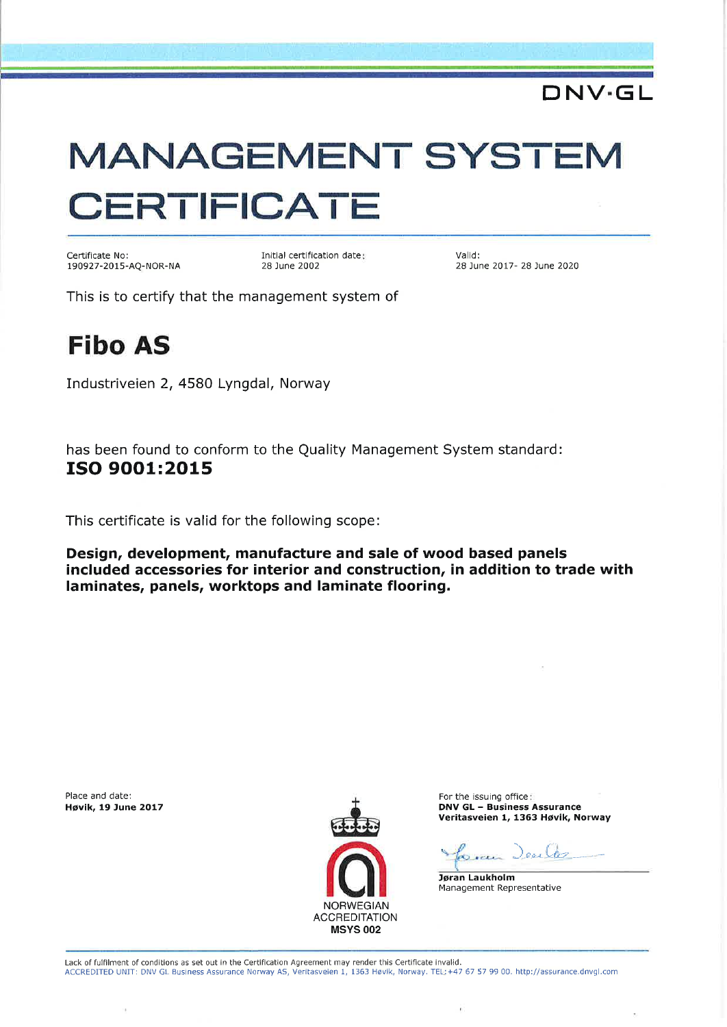DNV·GL

# MANAGEMENT SYSTEM CERTIFICATE

Certificate No:
190927-2015-AQ-NOR-NA

Initial certification date:
28 June 2002

Valid:
28 June 2017- 28 June 2020

This is to certify that the management system of

## Fibo AS

Industriveien 2, 4580 Lyngdal, Norway

has been found to conform to the Quality Management System standard:
**ISO 9001:2015**

This certificate is valid for the following scope:

**Design, development, manufacture and sale of wood based panels included accessories for interior and construction, in addition to trade with laminates, panels, worktops and laminate flooring.**

Place and date:
**Høvik, 19 June 2017**

NORWEGIAN ACCREDITATION
**MSYS 002**

For the issuing office:
**DNV GL – Business Assurance**
**Veritasveien 1, 1363 Høvik, Norway**

**Jøran Laukholm**
Management Representative

Lack of fulfilment of conditions as set out in the Certification Agreement may render this Certificate invalid.
ACCREDITED UNIT: DNV GL Business Assurance Norway AS, Veritasveien 1, 1363 Høvik, Norway. TEL:+47 67 57 99 00. http://assurance.dnvgl.com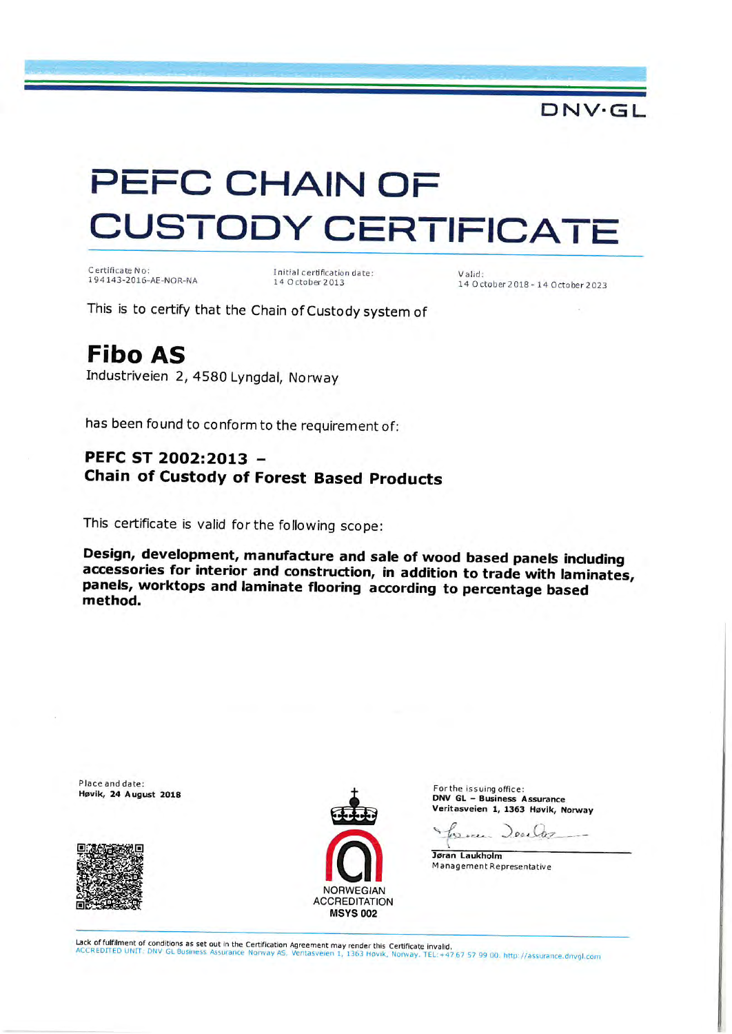DNV·GL

# PEFC CHAIN OF CUSTODY CERTIFICATE

Certificate No:
194143-2016-AE-NOR-NA

Initial certification date:
14 October 2013

Valid:
14 October 2018 - 14 October 2023

This is to certify that the Chain of Custody system of

## Fibo AS

Industriveien 2, 4580 Lyngdal, Norway

has been found to conform to the requirement of:

**PEFC ST 2002:2013 –**
**Chain of Custody of Forest Based Products**

This certificate is valid for the following scope:

**Design, development, manufacture and sale of wood based panels including accessories for interior and construction, in addition to trade with laminates, panels, worktops and laminate flooring according to percentage based method.**

Place and date:
**Høvik, 24 August 2018**

NORWEGIAN
ACCREDITATION
**MSYS 002**

For the issuing office:
**DNV GL – Business Assurance**
**Veritasveien 1, 1363 Høvik, Norway**

**Jøran Laukholm**
Management Representative

Lack of fulfilment of conditions as set out in the Certification Agreement may render this Certificate invalid.
ACCREDITED UNIT: DNV GL Business Assurance Norway AS, Veritasveien 1, 1363 Høvik, Norway. TEL: +47 67 57 99 00. http://assurance.dnvgl.com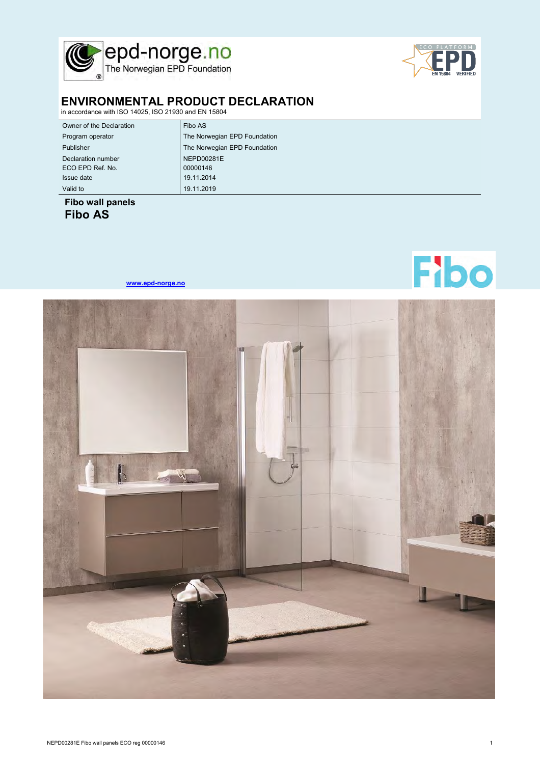epd-norge.no
The Norwegian EPD Foundation

# ENVIRONMENTAL PRODUCT DECLARATION

in accordance with ISO 14025, ISO 21930 and EN 15804

| | |
|---|---|
| Owner of the Declaration | Fibo AS |
| Program operator | The Norwegian EPD Foundation |
| Publisher | The Norwegian EPD Foundation |
| Declaration number | NEPD00281E |
| ECO EPD Ref. No. | 00000146 |
| Issue date | 19.11.2014 |
| Valid to | 19.11.2019 |

## Fibo wall panels
## Fibo AS

www.epd-norge.no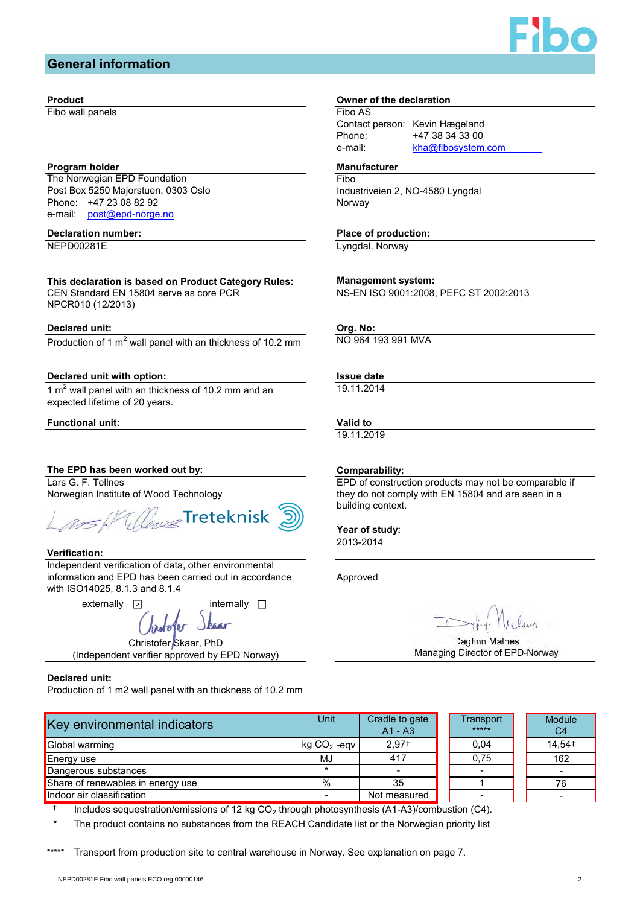## General information

**Product**
Fibo wall panels

**Owner of the declaration**
Fibo AS
Contact person: Kevin Hægeland
Phone: +47 38 34 33 00
e-mail: kha@fibosystem.com

**Program holder**
The Norwegian EPD Foundation
Post Box 5250 Majorstuen, 0303 Oslo
Phone: +47 23 08 82 92
e-mail: post@epd-norge.no

**Manufacturer**
Fibo
Industriveien 2, NO-4580 Lyngdal
Norway

**Declaration number:**
NEPD00281E

**Place of production:**
Lyngdal, Norway

**This declaration is based on Product Category Rules:**
CEN Standard EN 15804 serve as core PCR
NPCR010 (12/2013)

**Management system:**
NS-EN ISO 9001:2008, PEFC ST 2002:2013

**Declared unit:**
Production of 1 $m^2$ wall panel with an thickness of 10.2 mm

**Org. No:**
NO 964 193 991 MVA

**Declared unit with option:**
1 $m^2$ wall panel with an thickness of 10.2 mm and an expected lifetime of 20 years.

**Issue date**
19.11.2014

**Functional unit:**

**Valid to**
19.11.2019

**The EPD has been worked out by:**
Lars G. F. Tellnes
Norwegian Institute of Wood Technology

Treteknisk

**Comparability:**
EPD of construction products may not be comparable if they do not comply with EN 15804 and are seen in a building context.

**Year of study:**
2013-2014

**Verification:**
Independent verification of data, other environmental information and EPD has been carried out in accordance with ISO14025, 8.1.3 and 8.1.4

externally ☑ internally ☐

Christofer Skaar, PhD
(Independent verifier approved by EPD Norway)

Approved

Dagfinn Malnes
Managing Director of EPD-Norway

**Declared unit:**
Production of 1 m2 wall panel with an thickness of 10.2 mm

| Key environmental indicators | Unit | Cradle to gate A1 - A3 | Transport ***** | Module C4 |
|---|---|---|---|---|
| Global warming | kg $CO_2$ -eqv | 2,97† | 0,04 | 14,54† |
| Energy use | MJ | 417 | 0,75 | 162 |
| Dangerous substances | * | - | - | - |
| Share of renewables in energy use | % | 35 | 1 | 76 |
| Indoor air classification | - | Not measured | - | - |

† Includes sequestration/emissions of 12 kg $CO_2$ through photosynthesis (A1-A3)/combustion (C4).

\* The product contains no substances from the REACH Candidate list or the Norwegian priority list

***** Transport from production site to central warehouse in Norway. See explanation on page 7.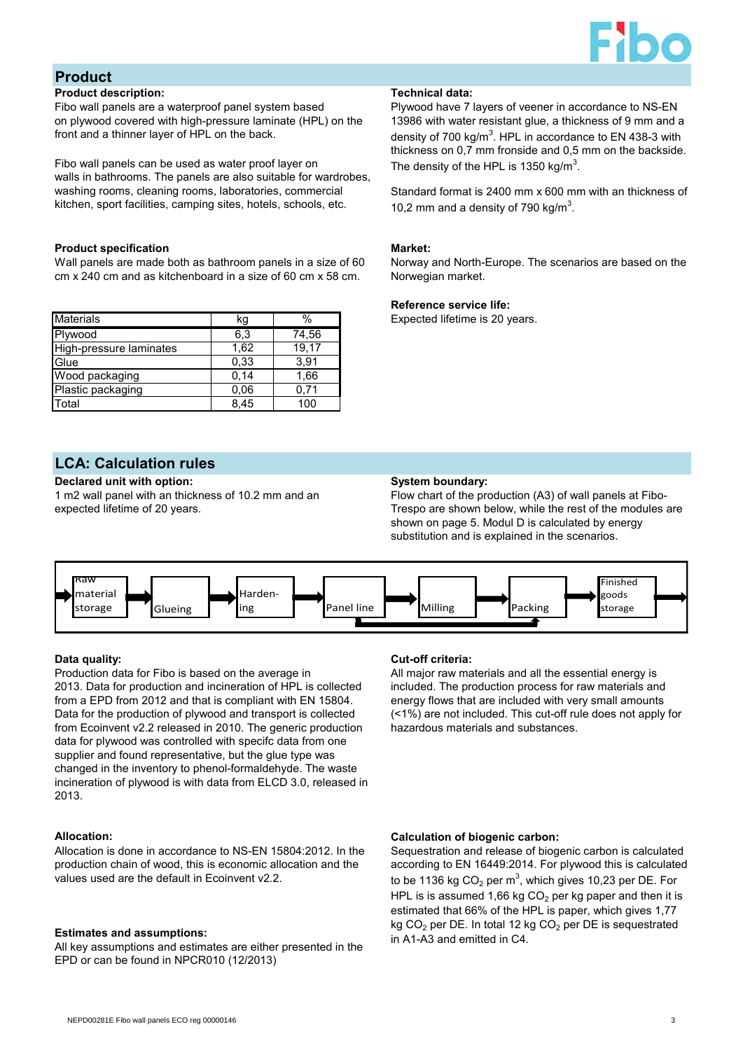## Product

### Product description:

Fibo wall panels are a waterproof panel system based on plywood covered with high-pressure laminate (HPL) on the front and a thinner layer of HPL on the back.

Fibo wall panels can be used as water proof layer on walls in bathrooms. The panels are also suitable for wardrobes, washing rooms, cleaning rooms, laboratories, commercial kitchen, sport facilities, camping sites, hotels, schools, etc.

### Product specification

Wall panels are made both as bathroom panels in a size of 60 cm x 240 cm and as kitchenboard in a size of 60 cm x 58 cm.

| Materials | kg | % |
|---|---|---|
| Plywood | 6,3 | 74,56 |
| High-pressure laminates | 1,62 | 19,17 |
| Glue | 0,33 | 3,91 |
| Wood packaging | 0,14 | 1,66 |
| Plastic packaging | 0,06 | 0,71 |
| Total | 8,45 | 100 |

### Technical data:

Plywood have 7 layers of veener in accordance to NS-EN 13986 with water resistant glue, a thickness of 9 mm and a density of 700 kg/m$^3$. HPL in accordance to EN 438-3 with thickness on 0,7 mm fronside and 0,5 mm on the backside. The density of the HPL is 1350 kg/m$^3$.

Standard format is 2400 mm x 600 mm with an thickness of 10,2 mm and a density of 790 kg/m$^3$.

### Market:

Norway and North-Europe. The scenarios are based on the Norwegian market.

### Reference service life:

Expected lifetime is 20 years.

## LCA: Calculation rules

### Declared unit with option:

1 m2 wall panel with an thickness of 10.2 mm and an expected lifetime of 20 years.

### System boundary:

Flow chart of the production (A3) of wall panels at Fibo-Trespo are shown below, while the rest of the modules are shown on page 5. Modul D is calculated by energy substitution and is explained in the scenarios.

Raw material storage → Glueing → Harden-ing → Panel line → Milling → Packing → Finished goods storage →

### Data quality:

Production data for Fibo is based on the average in 2013. Data for production and incineration of HPL is collected from a EPD from 2012 and that is compliant with EN 15804. Data for the production of plywood and transport is collected from Ecoinvent v2.2 released in 2010. The generic production data for plywood was controlled with specifc data from one supplier and found representative, but the glue type was changed in the inventory to phenol-formaldehyde. The waste incineration of plywood is with data from ELCD 3.0, released in 2013.

### Cut-off criteria:

All major raw materials and all the essential energy is included. The production process for raw materials and energy flows that are included with very small amounts (<1%) are not included. This cut-off rule does not apply for hazardous materials and substances.

### Allocation:

Allocation is done in accordance to NS-EN 15804:2012. In the production chain of wood, this is economic allocation and the values used are the default in Ecoinvent v2.2.

### Estimates and assumptions:

All key assumptions and estimates are either presented in the EPD or can be found in NPCR010 (12/2013)

### Calculation of biogenic carbon:

Sequestration and release of biogenic carbon is calculated according to EN 16449:2014. For plywood this is calculated to be 1136 kg $CO_2$ per m$^3$, which gives 10,23 per DE. For HPL is is assumed 1,66 kg $CO_2$ per kg paper and then it is estimated that 66% of the HPL is paper, which gives 1,77 kg $CO_2$ per DE. In total 12 kg $CO_2$ per DE is sequestrated in A1-A3 and emitted in C4.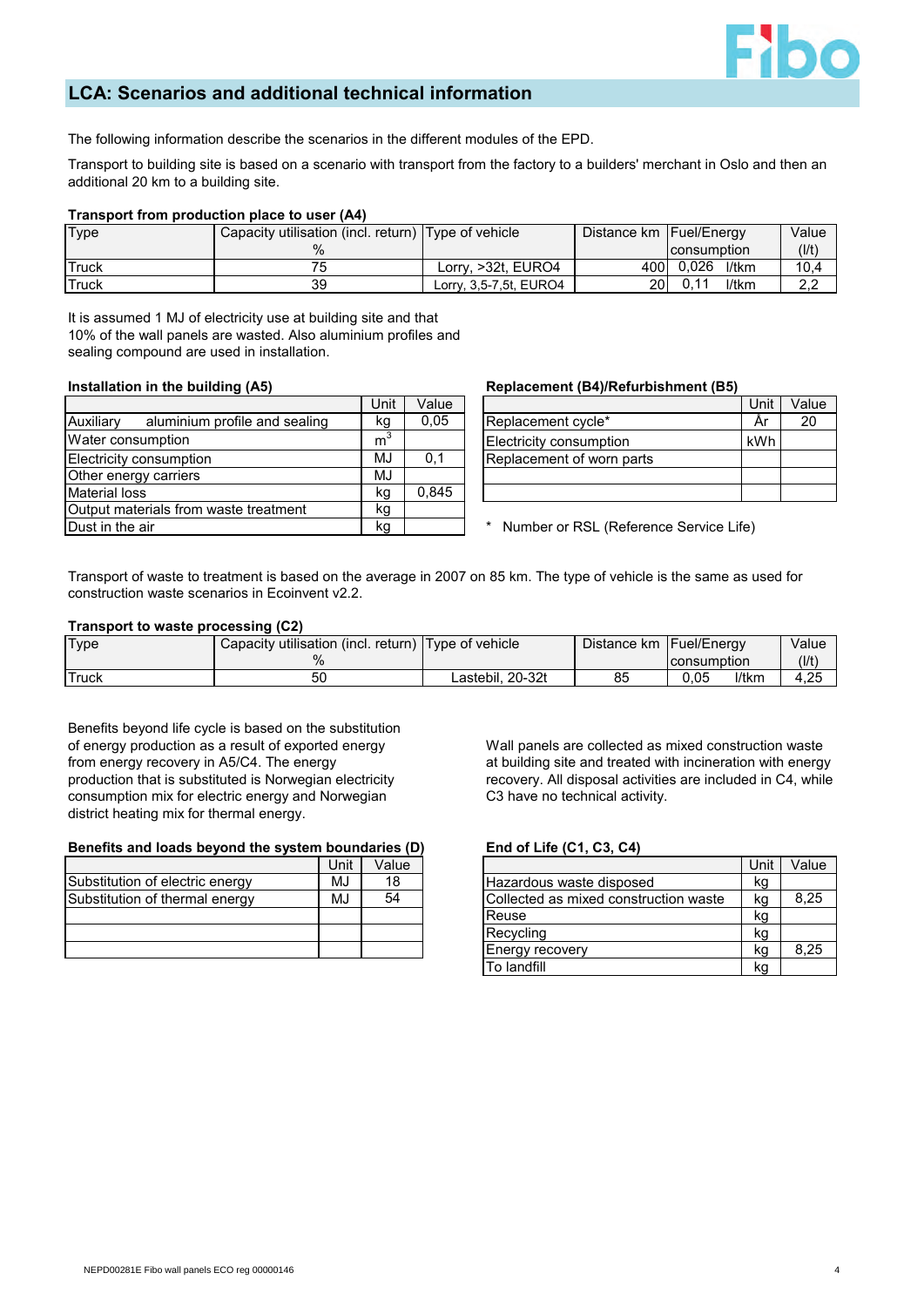## LCA: Scenarios and additional technical information

The following information describe the scenarios in the different modules of the EPD.

Transport to building site is based on a scenario with transport from the factory to a builders' merchant in Oslo and then an additional 20 km to a building site.

**Transport from production place to user (A4)**

| Type | Capacity utilisation (incl. return) % | Type of vehicle | Distance km | Fuel/Energy consumption | | Value (l/t) |
|---|---|---|---|---|---|---|
| Truck | 75 | Lorry, >32t, EURO4 | 400 | 0,026 | l/tkm | 10,4 |
| Truck | 39 | Lorry, 3,5-7,5t, EURO4 | 20 | 0,11 | l/tkm | 2,2 |

It is assumed 1 MJ of electricity use at building site and that 10% of the wall panels are wasted. Also aluminium profiles and sealing compound are used in installation.

**Installation in the building (A5)**

| | Unit | Value |
|---|---|---|
| Auxiliary aluminium profile and sealing | kg | 0,05 |
| Water consumption | $m^3$ | |
| Electricity consumption | MJ | 0,1 |
| Other energy carriers | MJ | |
| Material loss | kg | 0,845 |
| Output materials from waste treatment | kg | |
| Dust in the air | kg | |

**Replacement (B4)/Refurbishment (B5)**

| | Unit | Value |
|---|---|---|
| Replacement cycle* | År | 20 |
| Electricity consumption | kWh | |
| Replacement of worn parts | | |
| | | |
| | | |

\* Number or RSL (Reference Service Life)

Transport of waste to treatment is based on the average in 2007 on 85 km. The type of vehicle is the same as used for construction waste scenarios in Ecoinvent v2.2.

**Transport to waste processing (C2)**

| Type | Capacity utilisation (incl. return) % | Type of vehicle | Distance km | Fuel/Energy consumption | | Value (l/t) |
|---|---|---|---|---|---|---|
| Truck | 50 | Lastebil, 20-32t | 85 | 0,05 | l/tkm | 4,25 |

Benefits beyond life cycle is based on the substitution of energy production as a result of exported energy from energy recovery in A5/C4. The energy production that is substituted is Norwegian electricity consumption mix for electric energy and Norwegian district heating mix for thermal energy.

**Benefits and loads beyond the system boundaries (D)**

| | Unit | Value |
|---|---|---|
| Substitution of electric energy | MJ | 18 |
| Substitution of thermal energy | MJ | 54 |
| | | |
| | | |
| | | |

Wall panels are collected as mixed construction waste at building site and treated with incineration with energy recovery. All disposal activities are included in C4, while C3 have no technical activity.

**End of Life (C1, C3, C4)**

| | Unit | Value |
|---|---|---|
| Hazardous waste disposed | kg | |
| Collected as mixed construction waste | kg | 8,25 |
| Reuse | kg | |
| Recycling | kg | |
| Energy recovery | kg | 8,25 |
| To landfill | kg | |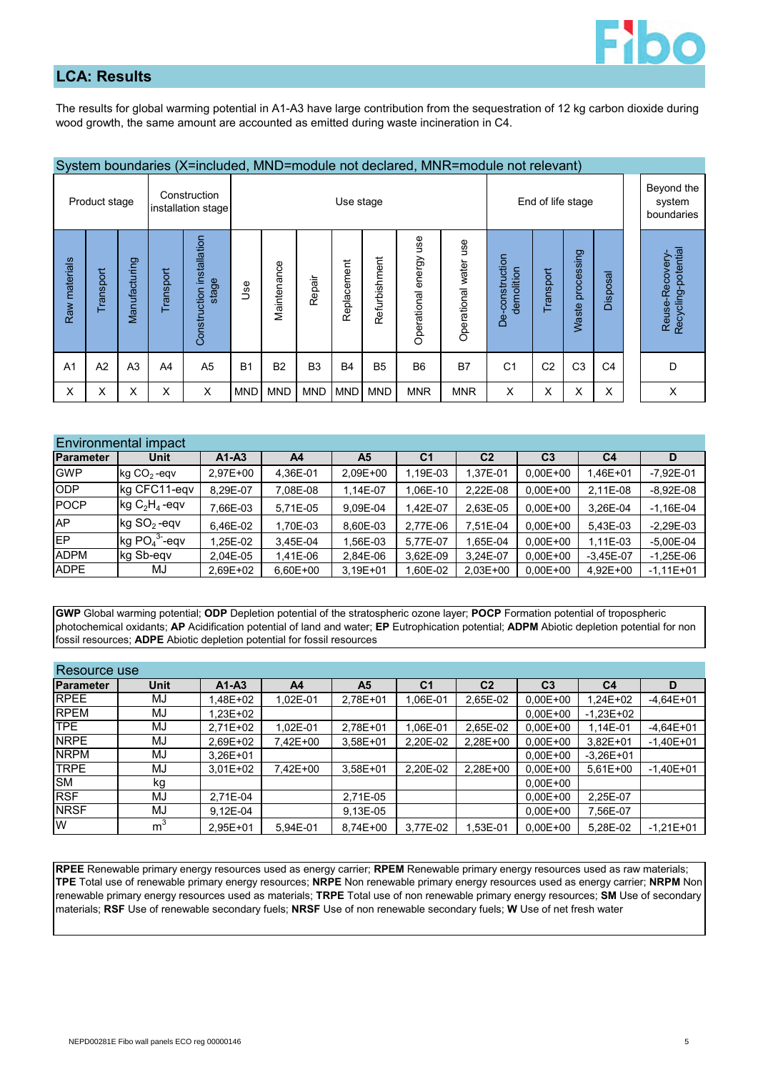## LCA: Results

The results for global warming potential in A1-A3 have large contribution from the sequestration of 12 kg carbon dioxide during wood growth, the same amount are accounted as emitted during waste incineration in C4.

### System boundaries (X=included, MND=module not declared, MNR=module not relevant)

| Product stage | | | Construction installation stage | | Use stage | | | | | | | End of life stage | | | | Beyond the system boundaries |
|---|---|---|---|---|---|---|---|---|---|---|---|---|---|---|---|---|
| Raw materials | Transport | Manufacturing | Transport | Construction installation stage | Use | Maintenance | Repair | Replacement | Refurbishment | Operational energy use | Operational water use | De-construction demolition | Transport | Waste processing | Disposal | Reuse-Recovery-Recycling-potential |
| A1 | A2 | A3 | A4 | A5 | B1 | B2 | B3 | B4 | B5 | B6 | B7 | C1 | C2 | C3 | C4 | D |
| X | X | X | X | X | MND | MND | MND | MND | MND | MNR | MNR | X | X | X | X | X |

### Environmental impact

| Parameter | Unit | A1-A3 | A4 | A5 | C1 | C2 | C3 | C4 | D |
|---|---|---|---|---|---|---|---|---|---|
| GWP | kg $CO_2$-eqv | 2,97E+00 | 4,36E-01 | 2,09E+00 | 1,19E-03 | 1,37E-01 | 0,00E+00 | 1,46E+01 | -7,92E-01 |
| ODP | kg CFC11-eqv | 8,29E-07 | 7,08E-08 | 1,14E-07 | 1,06E-10 | 2,22E-08 | 0,00E+00 | 2,11E-08 | -8,92E-08 |
| POCP | kg $C_2H_4$-eqv | 7,66E-03 | 5,71E-05 | 9,09E-04 | 1,42E-07 | 2,63E-05 | 0,00E+00 | 3,26E-04 | -1,16E-04 |
| AP | kg $SO_2$-eqv | 6,46E-02 | 1,70E-03 | 8,60E-03 | 2,77E-06 | 7,51E-04 | 0,00E+00 | 5,43E-03 | -2,29E-03 |
| EP | kg $PO_4^{3-}$-eqv | 1,25E-02 | 3,45E-04 | 1,56E-03 | 5,77E-07 | 1,65E-04 | 0,00E+00 | 1,11E-03 | -5,00E-04 |
| ADPM | kg Sb-eqv | 2,04E-05 | 1,41E-06 | 2,84E-06 | 3,62E-09 | 3,24E-07 | 0,00E+00 | -3,45E-07 | -1,25E-06 |
| ADPE | MJ | 2,69E+02 | 6,60E+00 | 3,19E+01 | 1,60E-02 | 2,03E+00 | 0,00E+00 | 4,92E+00 | -1,11E+01 |

**GWP** Global warming potential; **ODP** Depletion potential of the stratospheric ozone layer; **POCP** Formation potential of tropospheric photochemical oxidants; **AP** Acidification potential of land and water; **EP** Eutrophication potential; **ADPM** Abiotic depletion potential for non fossil resources; **ADPE** Abiotic depletion potential for fossil resources

### Resource use

| Parameter | Unit | A1-A3 | A4 | A5 | C1 | C2 | C3 | C4 | D |
|---|---|---|---|---|---|---|---|---|---|
| RPEE | MJ | 1,48E+02 | 1,02E-01 | 2,78E+01 | 1,06E-01 | 2,65E-02 | 0,00E+00 | 1,24E+02 | -4,64E+01 |
| RPEM | MJ | 1,23E+02 | | | | | 0,00E+00 | -1,23E+02 | |
| TPE | MJ | 2,71E+02 | 1,02E-01 | 2,78E+01 | 1,06E-01 | 2,65E-02 | 0,00E+00 | 1,14E-01 | -4,64E+01 |
| NRPE | MJ | 2,69E+02 | 7,42E+00 | 3,58E+01 | 2,20E-02 | 2,28E+00 | 0,00E+00 | 3,82E+01 | -1,40E+01 |
| NRPM | MJ | 3,26E+01 | | | | | 0,00E+00 | -3,26E+01 | |
| TRPE | MJ | 3,01E+02 | 7,42E+00 | 3,58E+01 | 2,20E-02 | 2,28E+00 | 0,00E+00 | 5,61E+00 | -1,40E+01 |
| SM | kg | | | | | | 0,00E+00 | | |
| RSF | MJ | 2,71E-04 | | 2,71E-05 | | | 0,00E+00 | 2,25E-07 | |
| NRSF | MJ | 9,12E-04 | | 9,13E-05 | | | 0,00E+00 | 7,56E-07 | |
| W | $m^3$ | 2,95E+01 | 5,94E-01 | 8,74E+00 | 3,77E-02 | 1,53E-01 | 0,00E+00 | 5,28E-02 | -1,21E+01 |

**RPEE** Renewable primary energy resources used as energy carrier; **RPEM** Renewable primary energy resources used as raw materials; **TPE** Total use of renewable primary energy resources; **NRPE** Non renewable primary energy resources used as energy carrier; **NRPM** Non renewable primary energy resources used as materials; **TRPE** Total use of non renewable primary energy resources; **SM** Use of secondary materials; **RSF** Use of renewable secondary fuels; **NRSF** Use of non renewable secondary fuels; **W** Use of net fresh water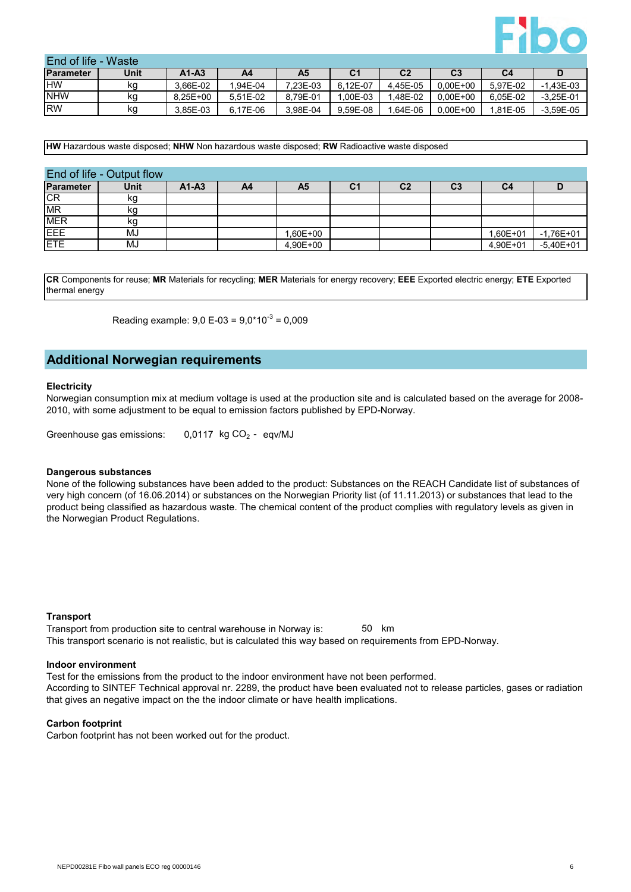| End of life - Waste | | | | | | | | | |
|---|---|---|---|---|---|---|---|---|---|
| **Parameter** | **Unit** | **A1-A3** | **A4** | **A5** | **C1** | **C2** | **C3** | **C4** | **D** |
| HW | kg | 3,66E-02 | 1,94E-04 | 7,23E-03 | 6,12E-07 | 4,45E-05 | 0,00E+00 | 5,97E-02 | -1,43E-03 |
| NHW | kg | 8,25E+00 | 5,51E-02 | 8,79E-01 | 1,00E-03 | 1,48E-02 | 0,00E+00 | 6,05E-02 | -3,25E-01 |
| RW | kg | 3,85E-03 | 6,17E-06 | 3,98E-04 | 9,59E-08 | 1,64E-06 | 0,00E+00 | 1,81E-05 | -3,59E-05 |

**HW** Hazardous waste disposed; **NHW** Non hazardous waste disposed; **RW** Radioactive waste disposed

| End of life - Output flow | | | | | | | | | |
|---|---|---|---|---|---|---|---|---|---|
| **Parameter** | **Unit** | **A1-A3** | **A4** | **A5** | **C1** | **C2** | **C3** | **C4** | **D** |
| CR | kg | | | | | | | | |
| MR | kg | | | | | | | | |
| MER | kg | | | | | | | | |
| EEE | MJ | | | 1,60E+00 | | | | 1,60E+01 | -1,76E+01 |
| ETE | MJ | | | 4,90E+00 | | | | 4,90E+01 | -5,40E+01 |

**CR** Components for reuse; **MR** Materials for recycling; **MER** Materials for energy recovery; **EEE** Exported electric energy; **ETE** Exported thermal energy

Reading example: 9,0 E-03 = $9{,}0 \cdot 10^{-3}$ = 0,009

## Additional Norwegian requirements

**Electricity**

Norwegian consumption mix at medium voltage is used at the production site and is calculated based on the average for 2008-2010, with some adjustment to be equal to emission factors published by EPD-Norway.

Greenhouse gas emissions: 0,0117 kg $CO_2$ - eqv/MJ

**Dangerous substances**

None of the following substances have been added to the product: Substances on the REACH Candidate list of substances of very high concern (of 16.06.2014) or substances on the Norwegian Priority list (of 11.11.2013) or substances that lead to the product being classified as hazardous waste. The chemical content of the product complies with regulatory levels as given in the Norwegian Product Regulations.

**Transport**

Transport from production site to central warehouse in Norway is: 50 km

This transport scenario is not realistic, but is calculated this way based on requirements from EPD-Norway.

**Indoor environment**

Test for the emissions from the product to the indoor environment have not been performed.

According to SINTEF Technical approval nr. 2289, the product have been evaluated not to release particles, gases or radiation that gives an negative impact on the the indoor climate or have health implications.

**Carbon footprint**

Carbon footprint has not been worked out for the product.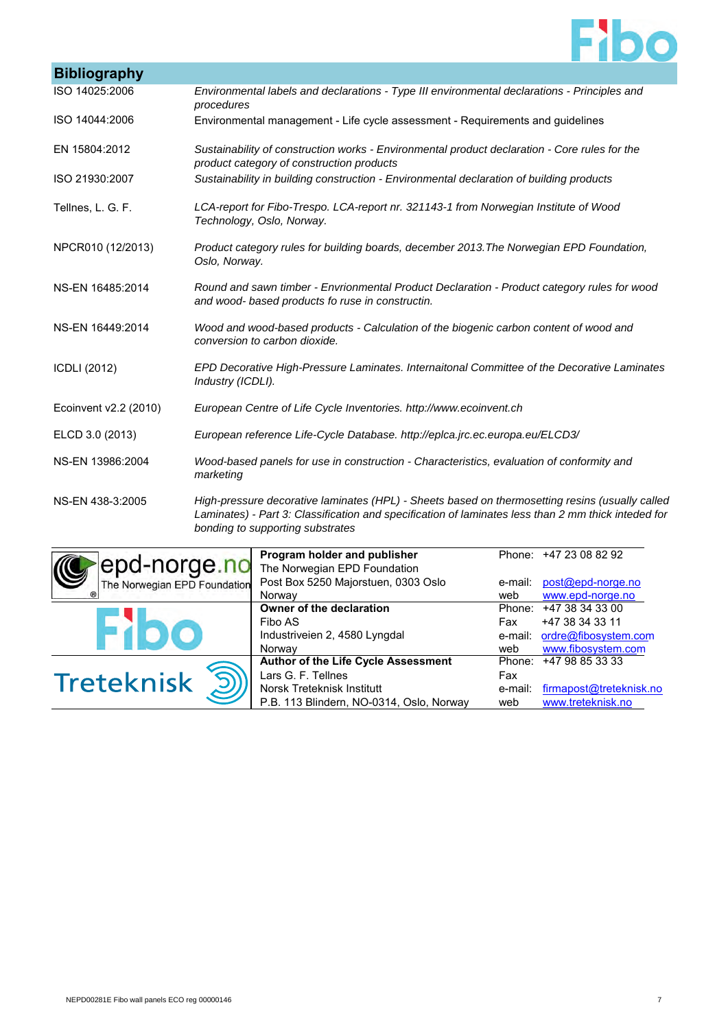## Bibliography

| | |
|---|---|
| ISO 14025:2006 | *Environmental labels and declarations - Type III environmental declarations - Principles and procedures* |
| ISO 14044:2006 | Environmental management - Life cycle assessment - Requirements and guidelines |
| EN 15804:2012 | *Sustainability of construction works - Environmental product declaration - Core rules for the product category of construction products* |
| ISO 21930:2007 | *Sustainability in building construction - Environmental declaration of building products* |
| Tellnes, L. G. F. | *LCA-report for Fibo-Trespo. LCA-report nr. 321143-1 from Norwegian Institute of Wood Technology, Oslo, Norway.* |
| NPCR010 (12/2013) | *Product category rules for building boards, december 2013.The Norwegian EPD Foundation, Oslo, Norway.* |
| NS-EN 16485:2014 | *Round and sawn timber - Envrionmental Product Declaration - Product category rules for wood and wood- based products fo ruse in constructin.* |
| NS-EN 16449:2014 | *Wood and wood-based products - Calculation of the biogenic carbon content of wood and conversion to carbon dioxide.* |
| ICDLI (2012) | *EPD Decorative High-Pressure Laminates. Internaitonal Committee of the Decorative Laminates Industry (ICDLI).* |
| Ecoinvent v2.2 (2010) | *European Centre of Life Cycle Inventories. http://www.ecoinvent.ch* |
| ELCD 3.0 (2013) | *European reference Life-Cycle Database. http://eplca.jrc.ec.europa.eu/ELCD3/* |
| NS-EN 13986:2004 | *Wood-based panels for use in construction - Characteristics, evaluation of conformity and marketing* |
| NS-EN 438-3:2005 | *High-pressure decorative laminates (HPL) - Sheets based on thermosetting resins (usually called Laminates) - Part 3: Classification and specification of laminates less than 2 mm thick inteded for bonding to supporting substrates* |

| | | | |
|---|---|---|---|
| epd-norge.no The Norwegian EPD Foundation | **Program holder and publisher** | Phone: | +47 23 08 82 92 |
| | The Norwegian EPD Foundation | | |
| | Post Box 5250 Majorstuen, 0303 Oslo | e-mail: | post@epd-norge.no |
| | Norway | web | www.epd-norge.no |
| Fibo | **Owner of the declaration** | Phone: | +47 38 34 33 00 |
| | Fibo AS | Fax | +47 38 34 33 11 |
| | Industriveien 2, 4580 Lyngdal | e-mail: | ordre@fibosystem.com |
| | Norway | web | www.fibosystem.com |
| Treteknisk | **Author of the Life Cycle Assessment** | Phone: | +47 98 85 33 33 |
| | Lars G. F. Tellnes | Fax | |
| | Norsk Treteknisk Institutt | e-mail: | firmapost@treteknisk.no |
| | P.B. 113 Blindern, NO-0314, Oslo, Norway | web | www.treteknisk.no |